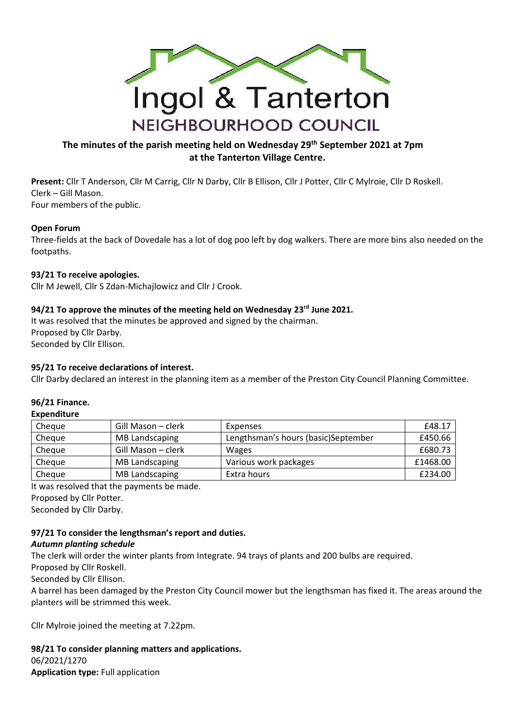# Ingol & Tanterton

## NEIGHBOURHOOD COUNCIL

### The minutes of the parish meeting held on Wednesday 29th September 2021 at 7pm at the Tanterton Village Centre.

**Present:** Cllr T Anderson, Cllr M Carrig, Cllr N Darby, Cllr B Ellison, Cllr J Potter, Cllr C Mylroie, Cllr D Roskell.
Clerk – Gill Mason.
Four members of the public.

**Open Forum**

Three-fields at the back of Dovedale has a lot of dog poo left by dog walkers. There are more bins also needed on the footpaths.

**93/21 To receive apologies.**

Cllr M Jewell, Cllr S Zdan-Michajlowicz and Cllr J Crook.

**94/21 To approve the minutes of the meeting held on Wednesday 23rd June 2021.**

It was resolved that the minutes be approved and signed by the chairman.
Proposed by Cllr Darby.
Seconded by Cllr Ellison.

**95/21 To receive declarations of interest.**

Cllr Darby declared an interest in the planning item as a member of the Preston City Council Planning Committee.

**96/21 Finance.**

**Expenditure**

| Cheque | Gill Mason – clerk | Expenses | £48.17 |
|---|---|---|---|
| Cheque | MB Landscaping | Lengthsman's hours (basic)September | £450.66 |
| Cheque | Gill Mason – clerk | Wages | £680.73 |
| Cheque | MB Landscaping | Various work packages | £1468.00 |
| Cheque | MB Landscaping | Extra hours | £234.00 |

It was resolved that the payments be made.
Proposed by Cllr Potter.
Seconded by Cllr Darby.

**97/21 To consider the lengthsman's report and duties.**

***Autumn planting schedule***

The clerk will order the winter plants from Integrate. 94 trays of plants and 200 bulbs are required.
Proposed by Cllr Roskell.
Seconded by Cllr Ellison.
A barrel has been damaged by the Preston City Council mower but the lengthsman has fixed it. The areas around the planters will be strimmed this week.

Cllr Mylroie joined the meeting at 7.22pm.

**98/21 To consider planning matters and applications.**

06/2021/1270
**Application type:** Full application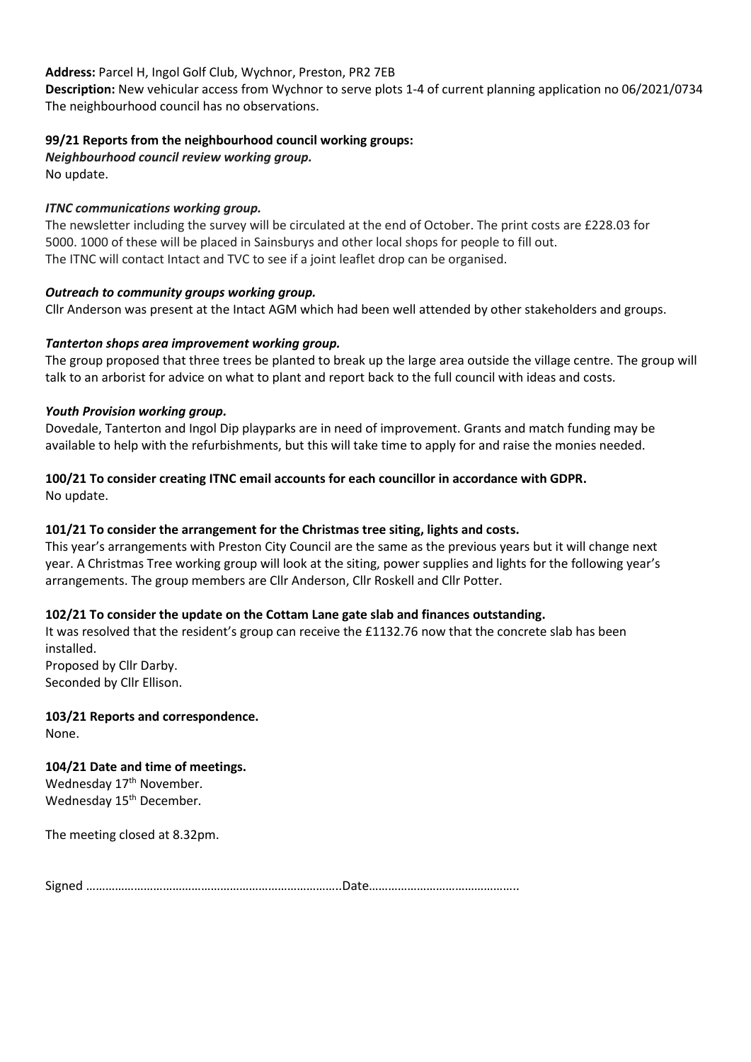**Address:** Parcel H, Ingol Golf Club, Wychnor, Preston, PR2 7EB
**Description:** New vehicular access from Wychnor to serve plots 1-4 of current planning application no 06/2021/0734
The neighbourhood council has no observations.

**99/21 Reports from the neighbourhood council working groups:**

***Neighbourhood council review working group.***
No update.

***ITNC communications working group.***
The newsletter including the survey will be circulated at the end of October. The print costs are £228.03 for 5000. 1000 of these will be placed in Sainsburys and other local shops for people to fill out.
The ITNC will contact Intact and TVC to see if a joint leaflet drop can be organised.

***Outreach to community groups working group.***
Cllr Anderson was present at the Intact AGM which had been well attended by other stakeholders and groups.

***Tanterton shops area improvement working group.***
The group proposed that three trees be planted to break up the large area outside the village centre. The group will talk to an arborist for advice on what to plant and report back to the full council with ideas and costs.

***Youth Provision working group.***
Dovedale, Tanterton and Ingol Dip playparks are in need of improvement. Grants and match funding may be available to help with the refurbishments, but this will take time to apply for and raise the monies needed.

**100/21 To consider creating ITNC email accounts for each councillor in accordance with GDPR.**
No update.

**101/21 To consider the arrangement for the Christmas tree siting, lights and costs.**
This year's arrangements with Preston City Council are the same as the previous years but it will change next year. A Christmas Tree working group will look at the siting, power supplies and lights for the following year's arrangements. The group members are Cllr Anderson, Cllr Roskell and Cllr Potter.

**102/21 To consider the update on the Cottam Lane gate slab and finances outstanding.**
It was resolved that the resident's group can receive the £1132.76 now that the concrete slab has been installed.
Proposed by Cllr Darby.
Seconded by Cllr Ellison.

**103/21 Reports and correspondence.**
None.

**104/21 Date and time of meetings.**
Wednesday 17th November.
Wednesday 15th December.

The meeting closed at 8.32pm.

Signed ……………………………………………………………………..Date……………………………………..